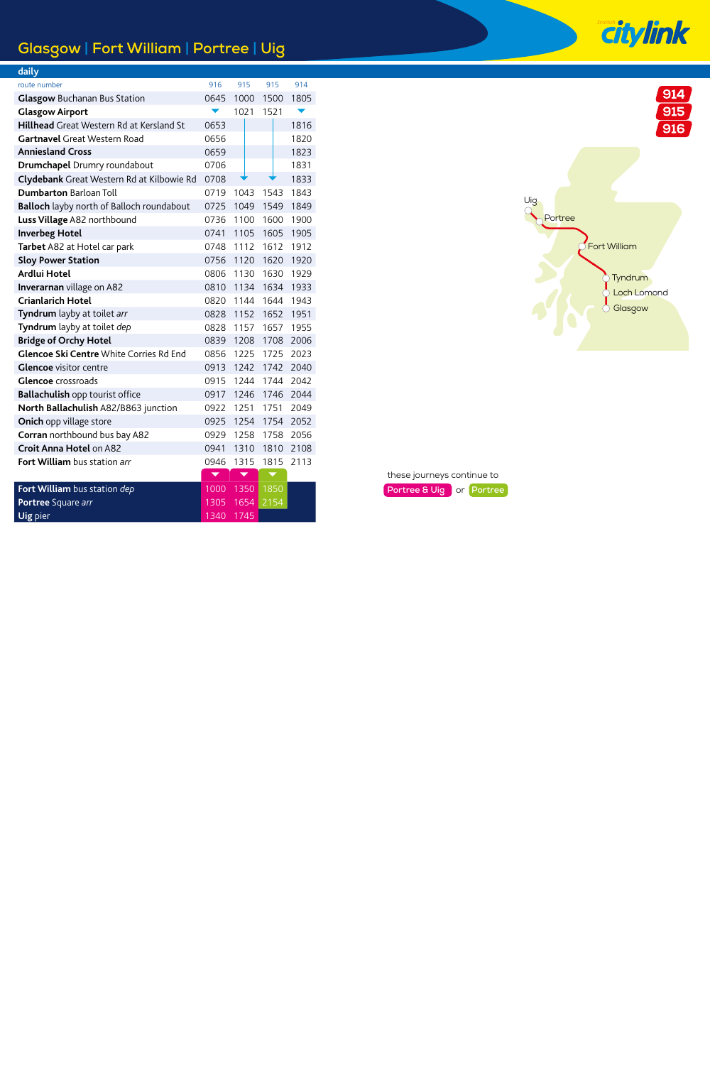# Glasgow | Fort William | Portree | Uig

**daily**

| route number | 916 | 915 | 915 | 914 |
|---|---|---|---|---|
| **Glasgow** Buchanan Bus Station | 0645 | 1000 | 1500 | 1805 |
| **Glasgow Airport** | ▼ | 1021 | 1521 | ▼ |
| **Hillhead** Great Western Rd at Kersland St | 0653 | \| | \| | 1816 |
| **Gartnavel** Great Western Road | 0656 | \| | \| | 1820 |
| **Anniesland Cross** | 0659 | \| | \| | 1823 |
| **Drumchapel** Drumry roundabout | 0706 | \| | \| | 1831 |
| **Clydebank** Great Western Rd at Kilbowie Rd | 0708 | ▼ | ▼ | 1833 |
| **Dumbarton** Barloan Toll | 0719 | 1043 | 1543 | 1843 |
| **Balloch** layby north of Balloch roundabout | 0725 | 1049 | 1549 | 1849 |
| **Luss Village** A82 northbound | 0736 | 1100 | 1600 | 1900 |
| **Inverbeg Hotel** | 0741 | 1105 | 1605 | 1905 |
| **Tarbet** A82 at Hotel car park | 0748 | 1112 | 1612 | 1912 |
| **Sloy Power Station** | 0756 | 1120 | 1620 | 1920 |
| **Ardlui Hotel** | 0806 | 1130 | 1630 | 1929 |
| **Inverarnan** village on A82 | 0810 | 1134 | 1634 | 1933 |
| **Crianlarich Hotel** | 0820 | 1144 | 1644 | 1943 |
| **Tyndrum** layby at toilet *arr* | 0828 | 1152 | 1652 | 1951 |
| **Tyndrum** layby at toilet *dep* | 0828 | 1157 | 1657 | 1955 |
| **Bridge of Orchy Hotel** | 0839 | 1208 | 1708 | 2006 |
| **Glencoe Ski Centre** White Corries Rd End | 0856 | 1225 | 1725 | 2023 |
| **Glencoe** visitor centre | 0913 | 1242 | 1742 | 2040 |
| **Glencoe** crossroads | 0915 | 1244 | 1744 | 2042 |
| **Ballachulish** opp tourist office | 0917 | 1246 | 1746 | 2044 |
| **North Ballachulish** A82/B863 junction | 0922 | 1251 | 1751 | 2049 |
| **Onich** opp village store | 0925 | 1254 | 1754 | 2052 |
| **Corran** northbound bus bay A82 | 0929 | 1258 | 1758 | 2056 |
| **Croit Anna Hotel** on A82 | 0941 | 1310 | 1810 | 2108 |
| **Fort William** bus station *arr* | 0946 | 1315 | 1815 | 2113 |
| | ▼ | ▼ | ▼ | |
| **Fort William** bus station *dep* | 1000 | 1350 | 1850 | |
| **Portree** Square *arr* | 1305 | 1654 | 2154 | |
| **Uig** pier | 1340 | 1745 | | |

these journeys continue to Portree & Uig or Portree

914 915 916

Uig, Portree, Fort William, Tyndrum, Loch Lomond, Glasgow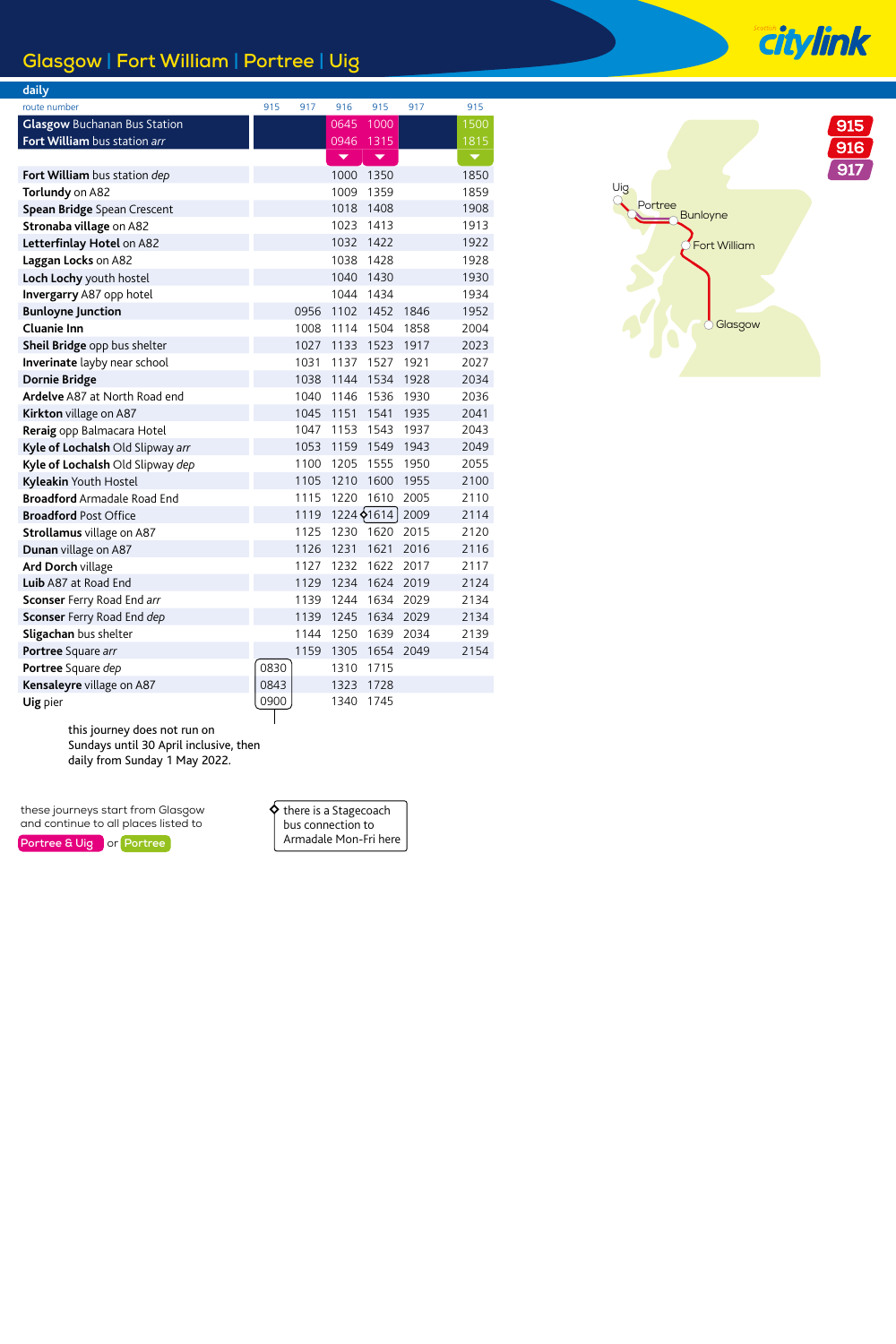# Glasgow | Fort William | Portree | Uig

## daily

| route number | 915 | 917 | 916 | 915 | 917 | 915 |
|---|---|---|---|---|---|---|
| **Glasgow** Buchanan Bus Station | | | 0645 | 1000 | | 1500 |
| **Fort William** bus station *arr* | | | 0946 | 1315 | | 1815 |
| **Fort William** bus station *dep* | | | 1000 | 1350 | | 1850 |
| **Torlundy** on A82 | | | 1009 | 1359 | | 1859 |
| **Spean Bridge** Spean Crescent | | | 1018 | 1408 | | 1908 |
| **Stronaba village** on A82 | | | 1023 | 1413 | | 1913 |
| **Letterfinlay Hotel** on A82 | | | 1032 | 1422 | | 1922 |
| **Laggan Locks** on A82 | | | 1038 | 1428 | | 1928 |
| **Loch Lochy** youth hostel | | | 1040 | 1430 | | 1930 |
| **Invergarry** A87 opp hotel | | | 1044 | 1434 | | 1934 |
| **Bunloyne Junction** | | 0956 | 1102 | 1452 | 1846 | 1952 |
| **Cluanie Inn** | | 1008 | 1114 | 1504 | 1858 | 2004 |
| **Sheil Bridge** opp bus shelter | | 1027 | 1133 | 1523 | 1917 | 2023 |
| **Inverinate** layby near school | | 1031 | 1137 | 1527 | 1921 | 2027 |
| **Dornie Bridge** | | 1038 | 1144 | 1534 | 1928 | 2034 |
| **Ardelve** A87 at North Road end | | 1040 | 1146 | 1536 | 1930 | 2036 |
| **Kirkton** village on A87 | | 1045 | 1151 | 1541 | 1935 | 2041 |
| **Reraig** opp Balmacara Hotel | | 1047 | 1153 | 1543 | 1937 | 2043 |
| **Kyle of Lochalsh** Old Slipway *arr* | | 1053 | 1159 | 1549 | 1943 | 2049 |
| **Kyle of Lochalsh** Old Slipway *dep* | | 1100 | 1205 | 1555 | 1950 | 2055 |
| **Kyleakin** Youth Hostel | | 1105 | 1210 | 1600 | 1955 | 2100 |
| **Broadford** Armadale Road End | | 1115 | 1220 | 1610 | 2005 | 2110 |
| **Broadford** Post Office | | 1119 | 1224 | ◊1614 | 2009 | 2114 |
| **Strollamus** village on A87 | | 1125 | 1230 | 1620 | 2015 | 2120 |
| **Dunan** village on A87 | | 1126 | 1231 | 1621 | 2016 | 2116 |
| **Ard Dorch** village | | 1127 | 1232 | 1622 | 2017 | 2117 |
| **Luib** A87 at Road End | | 1129 | 1234 | 1624 | 2019 | 2124 |
| **Sconser** Ferry Road End *arr* | | 1139 | 1244 | 1634 | 2029 | 2134 |
| **Sconser** Ferry Road End *dep* | | 1139 | 1245 | 1634 | 2029 | 2134 |
| **Sligachan** bus shelter | | 1144 | 1250 | 1639 | 2034 | 2139 |
| **Portree** Square *arr* | | 1159 | 1305 | 1654 | 2049 | 2154 |
| **Portree** Square *dep* | 0830 | | 1310 | 1715 | | |
| **Kensaleyre** village on A87 | 0843 | | 1323 | 1728 | | |
| **Uig** pier | 0900 | | 1340 | 1745 | | |

0830 journey: this journey does not run on Sundays until 30 April inclusive, then daily from Sunday 1 May 2022.

these journeys start from Glasgow and continue to all places listed to Portree & Uig (0645, 1000) or Portree (1500)

◊ there is a Stagecoach bus connection to Armadale Mon-Fri here

Map: Uig, Portree, Bunloyne, Fort William, Glasgow — routes 915, 916, 917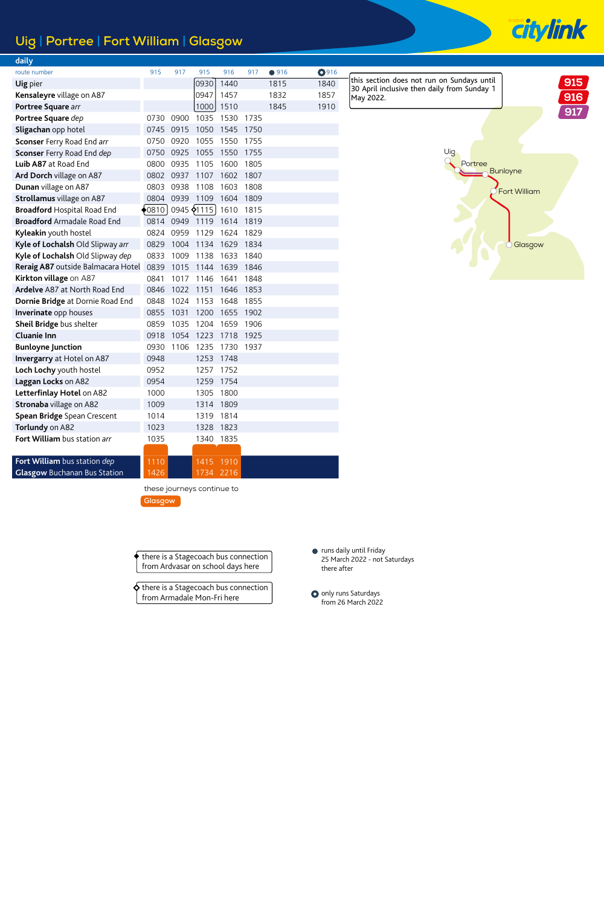# Uig | Portree | Fort William | Glasgow

**daily**

| route number | 915 | 917 | 915 | 916 | 917 | ● 916 | ◉ 916 |
|---|---|---|---|---|---|---|---|
| **Uig** pier | | | 0930 | 1440 | | 1815 | 1840 |
| **Kensaleyre** village on A87 | | | 0947 | 1457 | | 1832 | 1857 |
| **Portree Square** *arr* | | | 1000 | 1510 | | 1845 | 1910 |
| **Portree Square** *dep* | 0730 | 0900 | 1035 | 1530 | 1735 | | |
| **Sligachan** opp hotel | 0745 | 0915 | 1050 | 1545 | 1750 | | |
| **Sconser** Ferry Road End *arr* | 0750 | 0920 | 1055 | 1550 | 1755 | | |
| **Sconser** Ferry Road End *dep* | 0750 | 0925 | 1055 | 1550 | 1755 | | |
| **Luib A87** at Road End | 0800 | 0935 | 1105 | 1600 | 1805 | | |
| **Ard Dorch** village on A87 | 0802 | 0937 | 1107 | 1602 | 1807 | | |
| **Dunan** village on A87 | 0803 | 0938 | 1108 | 1603 | 1808 | | |
| **Strollamus** village on A87 | 0804 | 0939 | 1109 | 1604 | 1809 | | |
| **Broadford** Hospital Road End | ◆0810 | 0945 | ◇1115 | 1610 | 1815 | | |
| **Broadford** Armadale Road End | 0814 | 0949 | 1119 | 1614 | 1819 | | |
| **Kyleakin** youth hostel | 0824 | 0959 | 1129 | 1624 | 1829 | | |
| **Kyle of Lochalsh** Old Slipway *arr* | 0829 | 1004 | 1134 | 1629 | 1834 | | |
| **Kyle of Lochalsh** Old Slipway *dep* | 0833 | 1009 | 1138 | 1633 | 1840 | | |
| **Reraig A87** outside Balmacara Hotel | 0839 | 1015 | 1144 | 1639 | 1846 | | |
| **Kirkton village** on A87 | 0841 | 1017 | 1146 | 1641 | 1848 | | |
| **Ardelve** A87 at North Road End | 0846 | 1022 | 1151 | 1646 | 1853 | | |
| **Dornie Bridge** at Dornie Road End | 0848 | 1024 | 1153 | 1648 | 1855 | | |
| **Inverinate** opp houses | 0855 | 1031 | 1200 | 1655 | 1902 | | |
| **Sheil Bridge** bus shelter | 0859 | 1035 | 1204 | 1659 | 1906 | | |
| **Cluanie Inn** | 0918 | 1054 | 1223 | 1718 | 1925 | | |
| **Bunloyne Junction** | 0930 | 1106 | 1235 | 1730 | 1937 | | |
| **Invergarry** at Hotel on A87 | 0948 | | 1253 | 1748 | | | |
| **Loch Lochy** youth hostel | 0952 | | 1257 | 1752 | | | |
| **Laggan Locks** on A82 | 0954 | | 1259 | 1754 | | | |
| **Letterfinlay Hotel** on A82 | 1000 | | 1305 | 1800 | | | |
| **Stronaba** village on A82 | 1009 | | 1314 | 1809 | | | |
| **Spean Bridge** Spean Crescent | 1014 | | 1319 | 1814 | | | |
| **Torlundy** on A82 | 1023 | | 1328 | 1823 | | | |
| **Fort William** bus station *arr* | 1035 | | 1340 | 1835 | | | |
| **Fort William** bus station *dep* | 1110 | | 1415 | 1910 | | | |
| **Glasgow** Buchanan Bus Station | 1426 | | 1734 | 2216 | | | |

these journeys continue to Glasgow

this section does not run on Sundays until 30 April inclusive then daily from Sunday 1 May 2022.

915 916 917

Uig, Portree, Bunloyne, Fort William, Glasgow

◆ there is a Stagecoach bus connection from Ardvasar on school days here

◇ there is a Stagecoach bus connection from Armadale Mon-Fri here

● runs daily until Friday 25 March 2022 - not Saturdays there after

◉ only runs Saturdays from 26 March 2022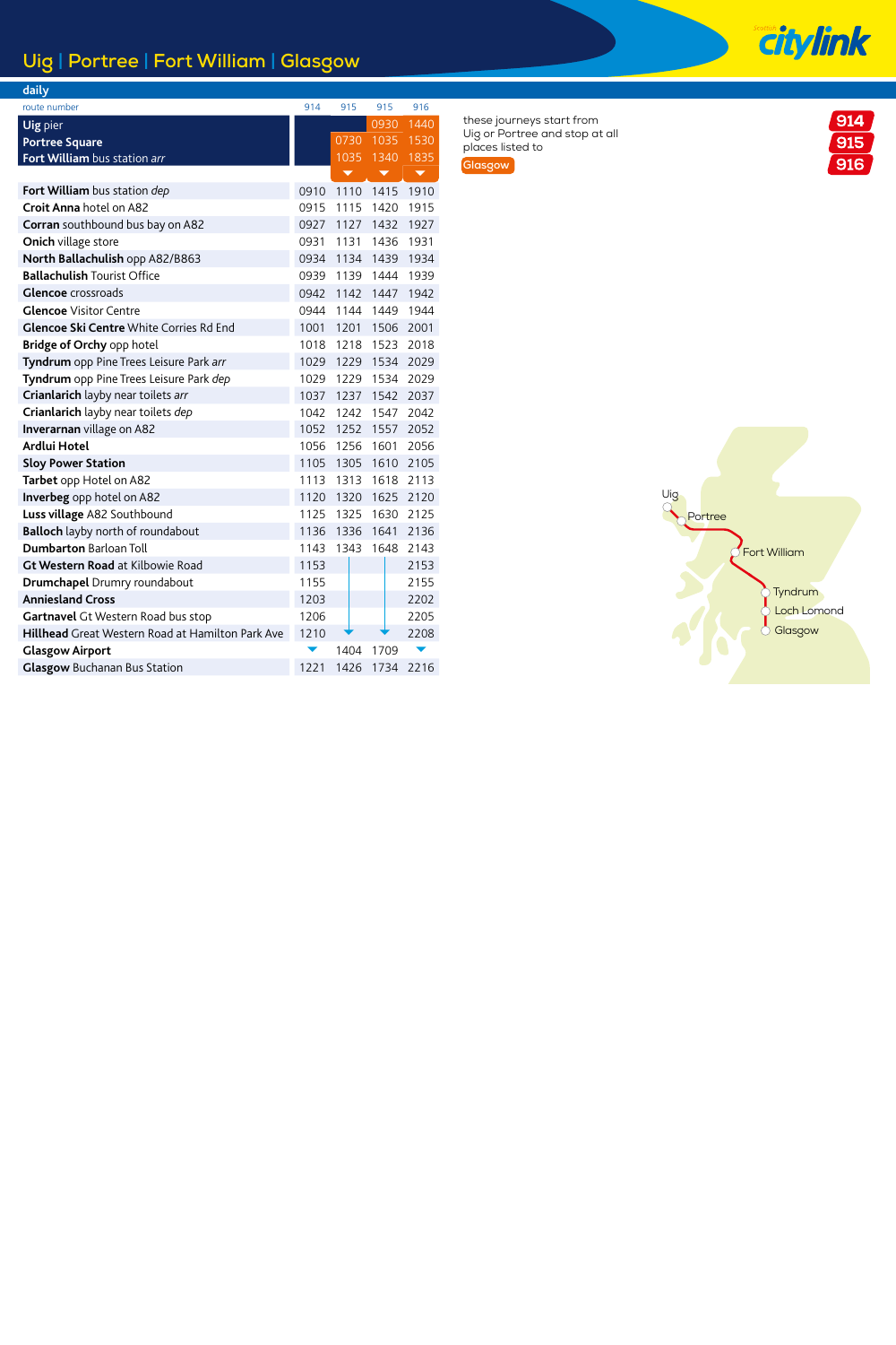# Uig | Portree | Fort William | Glasgow

**daily**

| route number | 914 | 915 | 915 | 916 |
|---|---|---|---|---|
| **Uig** pier | | | 0930 | 1440 |
| **Portree Square** | | 0730 | 1035 | 1530 |
| **Fort William** bus station *arr* | | 1035 | 1340 | 1835 |
| **Fort William** bus station *dep* | 0910 | 1110 | 1415 | 1910 |
| **Croit Anna** hotel on A82 | 0915 | 1115 | 1420 | 1915 |
| **Corran** southbound bus bay on A82 | 0927 | 1127 | 1432 | 1927 |
| **Onich** village store | 0931 | 1131 | 1436 | 1931 |
| **North Ballachulish** opp A82/B863 | 0934 | 1134 | 1439 | 1934 |
| **Ballachulish** Tourist Office | 0939 | 1139 | 1444 | 1939 |
| **Glencoe** crossroads | 0942 | 1142 | 1447 | 1942 |
| **Glencoe** Visitor Centre | 0944 | 1144 | 1449 | 1944 |
| **Glencoe Ski Centre** White Corries Rd End | 1001 | 1201 | 1506 | 2001 |
| **Bridge of Orchy** opp hotel | 1018 | 1218 | 1523 | 2018 |
| **Tyndrum** opp Pine Trees Leisure Park *arr* | 1029 | 1229 | 1534 | 2029 |
| **Tyndrum** opp Pine Trees Leisure Park *dep* | 1029 | 1229 | 1534 | 2029 |
| **Crianlarich** layby near toilets *arr* | 1037 | 1237 | 1542 | 2037 |
| **Crianlarich** layby near toilets *dep* | 1042 | 1242 | 1547 | 2042 |
| **Inverarnan** village on A82 | 1052 | 1252 | 1557 | 2052 |
| **Ardlui Hotel** | 1056 | 1256 | 1601 | 2056 |
| **Sloy Power Station** | 1105 | 1305 | 1610 | 2105 |
| **Tarbet** opp Hotel on A82 | 1113 | 1313 | 1618 | 2113 |
| **Inverbeg** opp hotel on A82 | 1120 | 1320 | 1625 | 2120 |
| **Luss village** A82 Southbound | 1125 | 1325 | 1630 | 2125 |
| **Balloch** layby north of roundabout | 1136 | 1336 | 1641 | 2136 |
| **Dumbarton** Barloan Toll | 1143 | 1343 | 1648 | 2143 |
| **Gt Western Road** at Kilbowie Road | 1153 | | | 2153 |
| **Drumchapel** Drumry roundabout | 1155 | | | 2155 |
| **Anniesland Cross** | 1203 | | | 2202 |
| **Gartnavel** Gt Western Road bus stop | 1206 | | | 2205 |
| **Hillhead** Great Western Road at Hamilton Park Ave | 1210 | | | 2208 |
| **Glasgow Airport** | | 1404 | 1709 | |
| **Glasgow** Buchanan Bus Station | 1221 | 1426 | 1734 | 2216 |

these journeys start from Uig or Portree and stop at all places listed to Glasgow

914 915 916

Uig
Portree
Fort William
Tyndrum
Loch Lomond
Glasgow